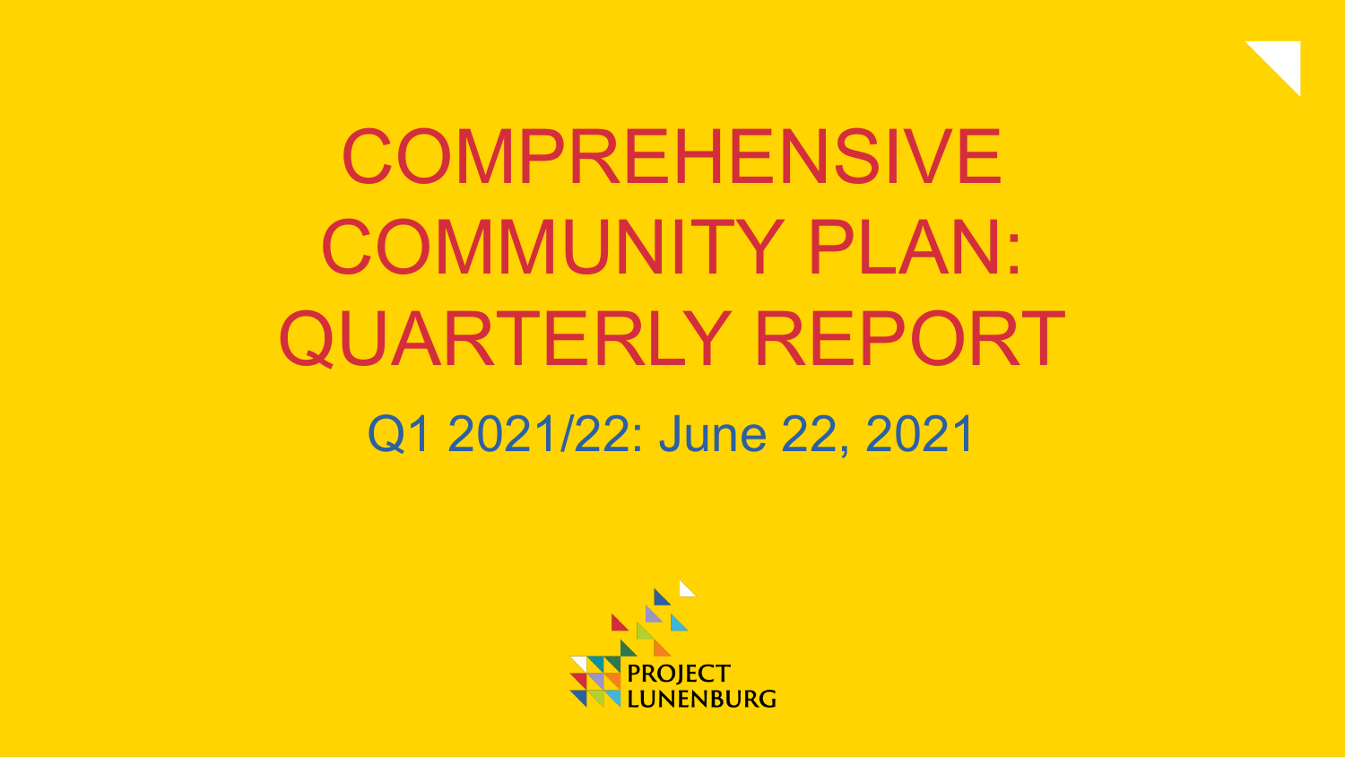# COMPREHENSIVE COMMUNITY PLAN: QUARTERLY REPORT

## Q1 2021/22: June 22, 2021

PROJECT LUNENBURG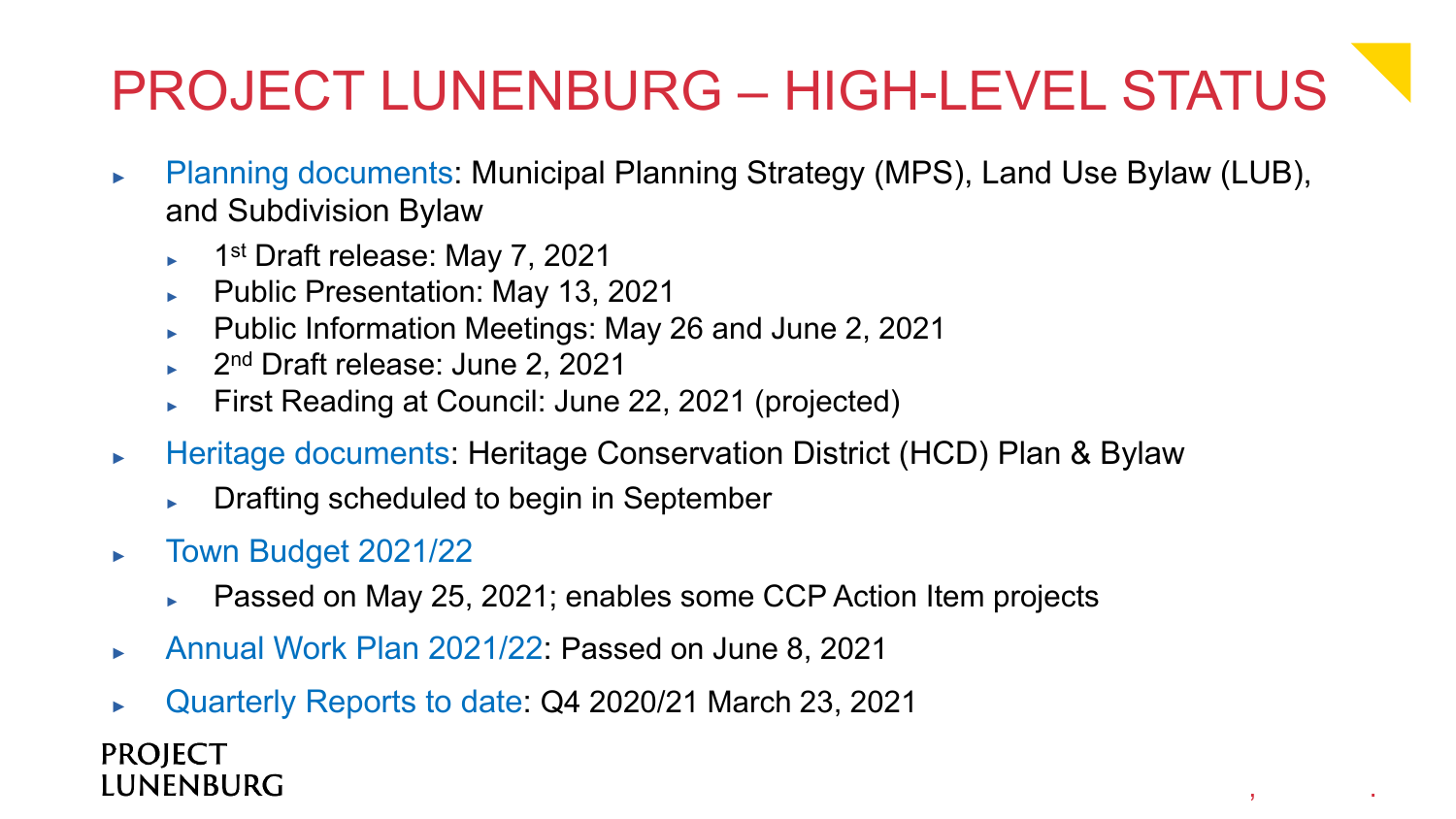# PROJECT LUNENBURG – HIGH-LEVEL STATUS

- Planning documents: Municipal Planning Strategy (MPS), Land Use Bylaw (LUB), and Subdivision Bylaw
  - 1st Draft release: May 7, 2021
  - Public Presentation: May 13, 2021
  - Public Information Meetings: May 26 and June 2, 2021
  - 2nd Draft release: June 2, 2021
  - First Reading at Council: June 22, 2021 (projected)
- Heritage documents: Heritage Conservation District (HCD) Plan & Bylaw
  - Drafting scheduled to begin in September
- Town Budget 2021/22
  - Passed on May 25, 2021; enables some CCP Action Item projects
- Annual Work Plan 2021/22: Passed on June 8, 2021
- Quarterly Reports to date: Q4 2020/21 March 23, 2021

PROJECT LUNENBURG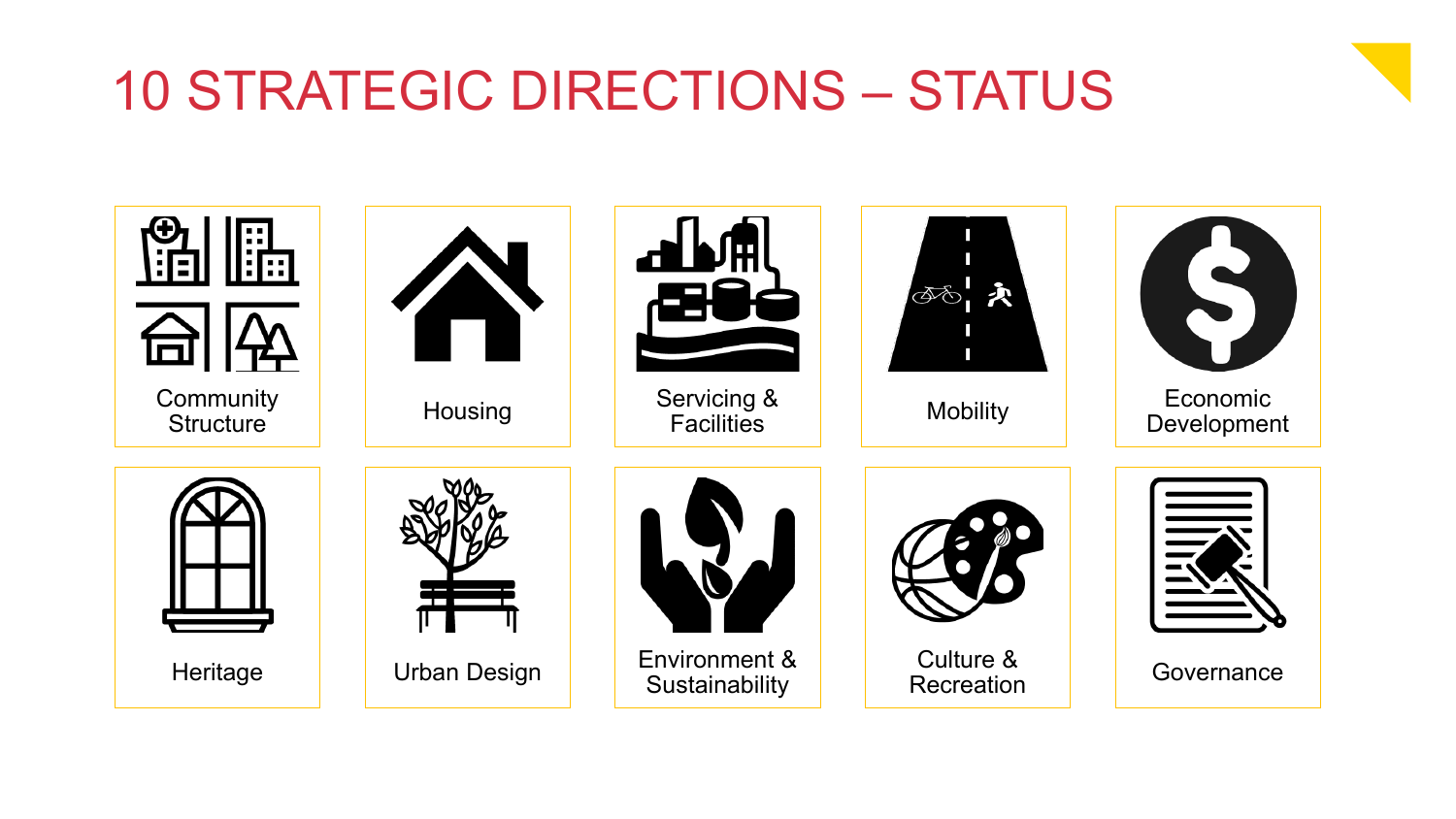# 10 STRATEGIC DIRECTIONS – STATUS

- Community Structure
- Housing
- Servicing & Facilities
- Mobility
- Economic Development
- Heritage
- Urban Design
- Environment & Sustainability
- Culture & Recreation
- Governance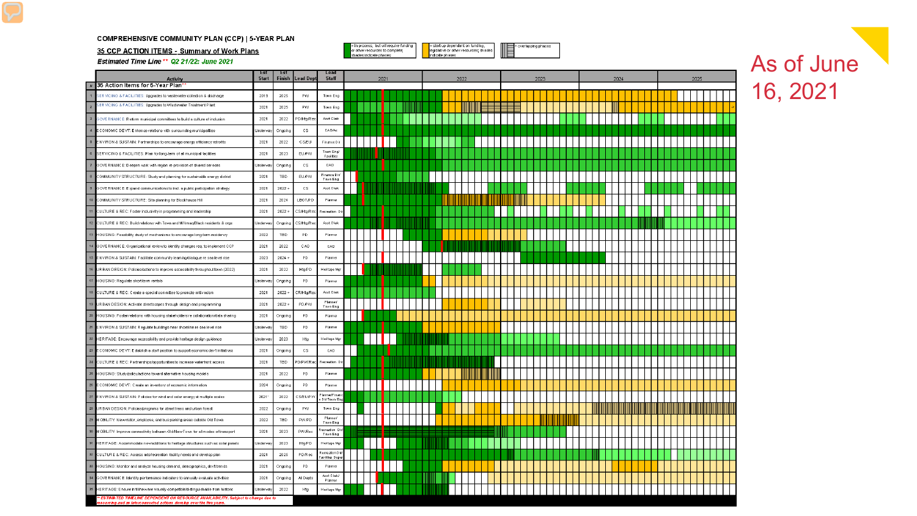**COMPREHENSIVE COMMUNITY PLAN (CCP) | 5-YEAR PLAN**

**35 CCP ACTION ITEMS - Summary of Work Plans**

***Estimated Time Line** ** Q2 21/22: June 2021*

As of June 16, 2021

Legend:
- = In process, but will require funding or other resources to complete; shades indicate phases
- = start up dependent on funding, legislative or other resources; shades indicate phases
- = overlapping phases

| # | Activity | Est Start | Est Finish | Lead Dept | Lead Staff |
|---|---|---|---|---|---|
| | 35 Action Items for 5-Year Plan** | | | | |
| 1 | SERVICING & FACILITIES: Upgrades to wastewater collection & discharge | 2019 | 2025 | PW | Town Eng |
| 2 | SERVICING & FACILITIES: Upgrades to Wastewater Treatment Plant | 2021 | 2025 | PW | Town Eng |
| 3 | GOVERNANCE: Reform municipal committees to build a culture of inclusion | 2021 | 2022 | PD/Htg/Rec | Asst Clerk |
| 4 | ECONOMIC DEVT: Enhance relations with surrounding municipalities | Underway | Ongoing | CS | CAO/Ac |
| 5 | ENVIRON & SUSTAIN: Partnerships to encourage energy efficiency retrofits | 2021 | 2022 | CS/EU | Finance Dir |
| 6 | SERVICING & FACILITIES: Plan for long-term of all municipal facilities | 2021 | 2023 | EU/PW | Town Eng/ Facilities |
| 7 | GOVERNANCE: Deepen work with region re provision of shared services | Underway | Ongoing | CS | CAO |
| 8 | COMMUNITY STRUCTURE: Study and planning for sustainable energy district | 2021 | TBD | EU/PW | Finance Dir/ Town Eng |
| 9 | GOVERNANCE: Expand communications to incl. a public participation strategy | 2021 | 2022 + | CS | Asst Clerk |
| 10 | COMMUNITY STRUCTURE: Site planning for Blockhouse Hill | 2021 | 2024 | LBGT/PD | Planner |
| 11 | CULTURE & REC: Foster inclusivity in programming and leadership | 2021 | 2022 + | CS/Htg/Rec | Recreation Dir |
| 12 | CULTURE & REC: Build relations with Town and Mi'kmaq/Black residents & orgs | Underway | Ongoing | CS/Htg/Rec | Asst Clerk |
| 13 | HOUSING: Feasibility study of mechanisms to encourage long-term residency | 2022 | TBD | PD | Planner |
| 14 | GOVERNANCE: Organizational review to identify changes req. to implement CCP | 2021 | 2022 | CAO | CAO |
| 15 | ENVIRON & SUSTAIN: Facilitate community learning/dialogue re sea level rise | 2023 | 2024 + | PD | Planner |
| 16 | URBAN DESIGN: Policies/actions to improve accessibility throughout town (2022) | 2021 | 2022 | Htg/PD | Heritage Mgr |
| 17 | HOUSING: Regulate short-term rentals | Underway | Ongoing | PD | Planner |
| 18 | CULTURE & REC: Create a special committee to promote anti-racism | 2021 | 2022 + | CR/Htg/Rec | Asst Clerk |
| 19 | URBAN DESIGN: Activate streetscapes through design and programming | 2021 | 2022 + | PD/PW | Planner/ Town Eng |
| 20 | HOUSING: Foster relations with housing stakeholders re collaboration/data sharing | 2021 | Ongoing | PD | Planner |
| 21 | ENVIRON & SUSTAIN: Regulate buildings near shoreline re sea level rise | Underway | TBD | PD | Planner |
| 22 | HERITAGE: Encourage accessibility and provide heritage design guidance | Underway | 2023 | Htg | Heritage Mgr |
| 23 | ECONOMIC DEVT: Establish a staff position to support economic devt initiatives | 2021 | Ongoing | CS | CAO |
| 24 | CULTURE & REC: Partnerships/opportunities to increase waterfront access | 2021 | TBD | PD/PW/Rec | Recreation Dir |
| 25 | HOUSING: Study/policy/actions toward alternative housing models | 2021 | 2022 | PD | Planner |
| 26 | ECONOMIC DEVT: Create an inventory of economic information | 2024 | Ongoing | PD | Planner |
| 27 | ENVIRON & SUSTAIN: Policies for wind and solar energy at multiple scales | 2021* | 2022 | CS/EU/PW | Planner/Finance Dir/Town Eng |
| 28 | URBAN DESIGN: Policies/programs for street trees and urban forest | 2022 | Ongoing | PW | Town Eng |
| 29 | MOBILITY: New visitor, employee, and bus parking areas outside Old Town | 2022 | TBD | PW/PD | Planner/ Town Eng |
| 30 | MOBILITY: Improve connectivity between Old/New Town for all modes of transport | 2021 | 2023 | PW/Rec | Recreation Dir/ Town Eng |
| 31 | HERITAGE: Accommodate new additions to heritage structures such as solar panels | Underway | 2023 | Htg/PD | Heritage Mgr |
| 32 | CULTURE & REC: Assess arts/recreation facility needs and develop plan | 2021 | 2025 | PD/Rec | Recreation Dir/ Facilities Supv |
| 33 | HOUSING: Monitor and analyze housing demand, demographics, devt trends | 2021 | Ongoing | PD | Planner |
| 34 | GOVERNANCE: Identify performance indicators to annually evaluate activities | 2021 | Ongoing | All Depts | Asst Clerk/ Planner |
| 35 | HERITAGE: Ensure infill/new are visually compatible/distinguishable from historic | Underway | 2022 | Htg | Heritage Mgr |

*** ESTIMATED TIMELINE DEPENDENT ON RESOURCE AVAILABILITY. Subject to change due to resourcing and as interconnected actions develop over the two years.*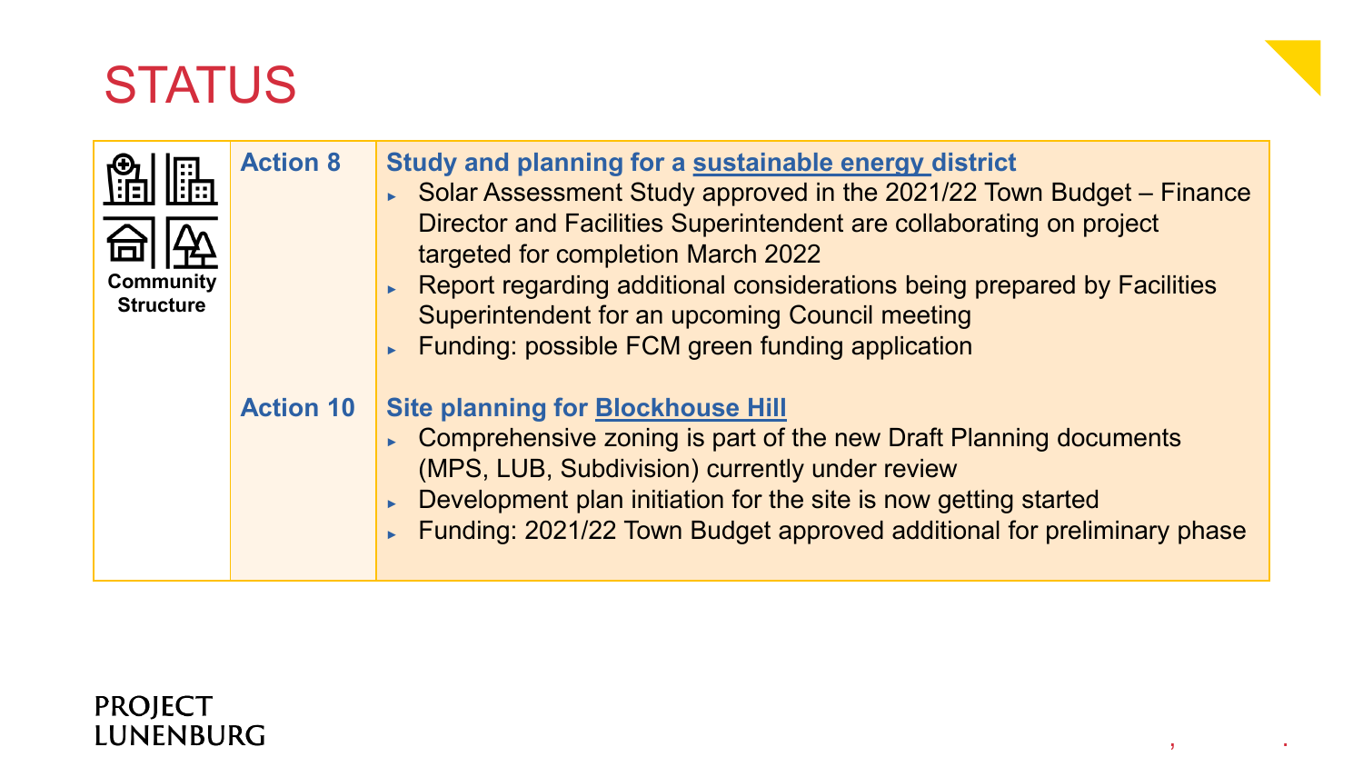# STATUS

| Community Structure | Action | Status |
|---|---|---|
| Community Structure | **Action 8** | **Study and planning for a sustainable energy district**<br>▸ Solar Assessment Study approved in the 2021/22 Town Budget – Finance Director and Facilities Superintendent are collaborating on project targeted for completion March 2022<br>▸ Report regarding additional considerations being prepared by Facilities Superintendent for an upcoming Council meeting<br>▸ Funding: possible FCM green funding application |
| | **Action 10** | **Site planning for Blockhouse Hill**<br>▸ Comprehensive zoning is part of the new Draft Planning documents (MPS, LUB, Subdivision) currently under review<br>▸ Development plan initiation for the site is now getting started<br>▸ Funding: 2021/22 Town Budget approved additional for preliminary phase |

PROJECT LUNENBURG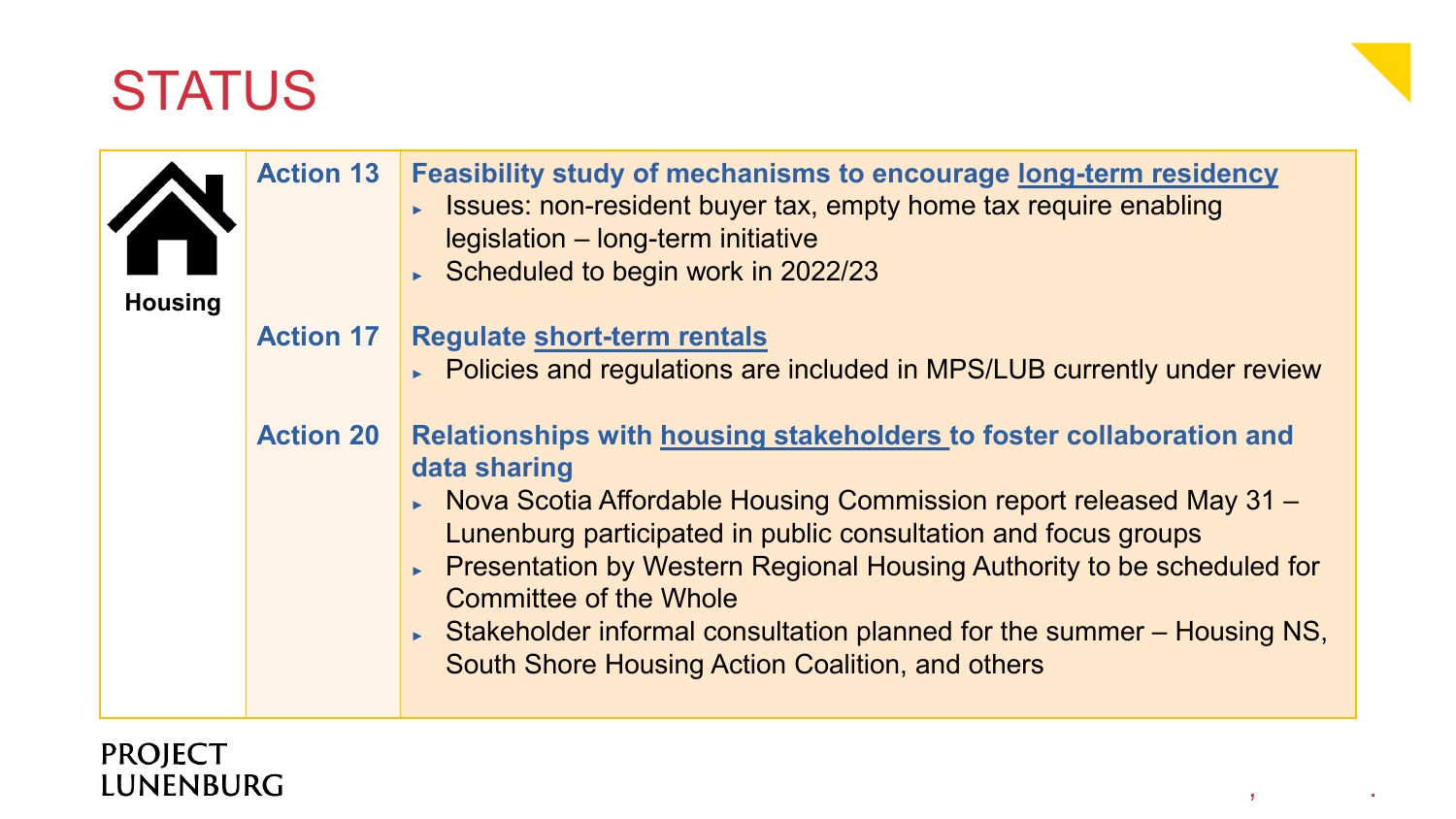# STATUS

| Housing | Action | Details |
|---|---|---|
| Housing | Action 13 | **Feasibility study of mechanisms to encourage long-term residency**<br>- Issues: non-resident buyer tax, empty home tax require enabling legislation – long-term initiative<br>- Scheduled to begin work in 2022/23 |
| | Action 17 | **Regulate short-term rentals**<br>- Policies and regulations are included in MPS/LUB currently under review |
| | Action 20 | **Relationships with housing stakeholders to foster collaboration and data sharing**<br>- Nova Scotia Affordable Housing Commission report released May 31 – Lunenburg participated in public consultation and focus groups<br>- Presentation by Western Regional Housing Authority to be scheduled for Committee of the Whole<br>- Stakeholder informal consultation planned for the summer – Housing NS, South Shore Housing Action Coalition, and others |

PROJECT LUNENBURG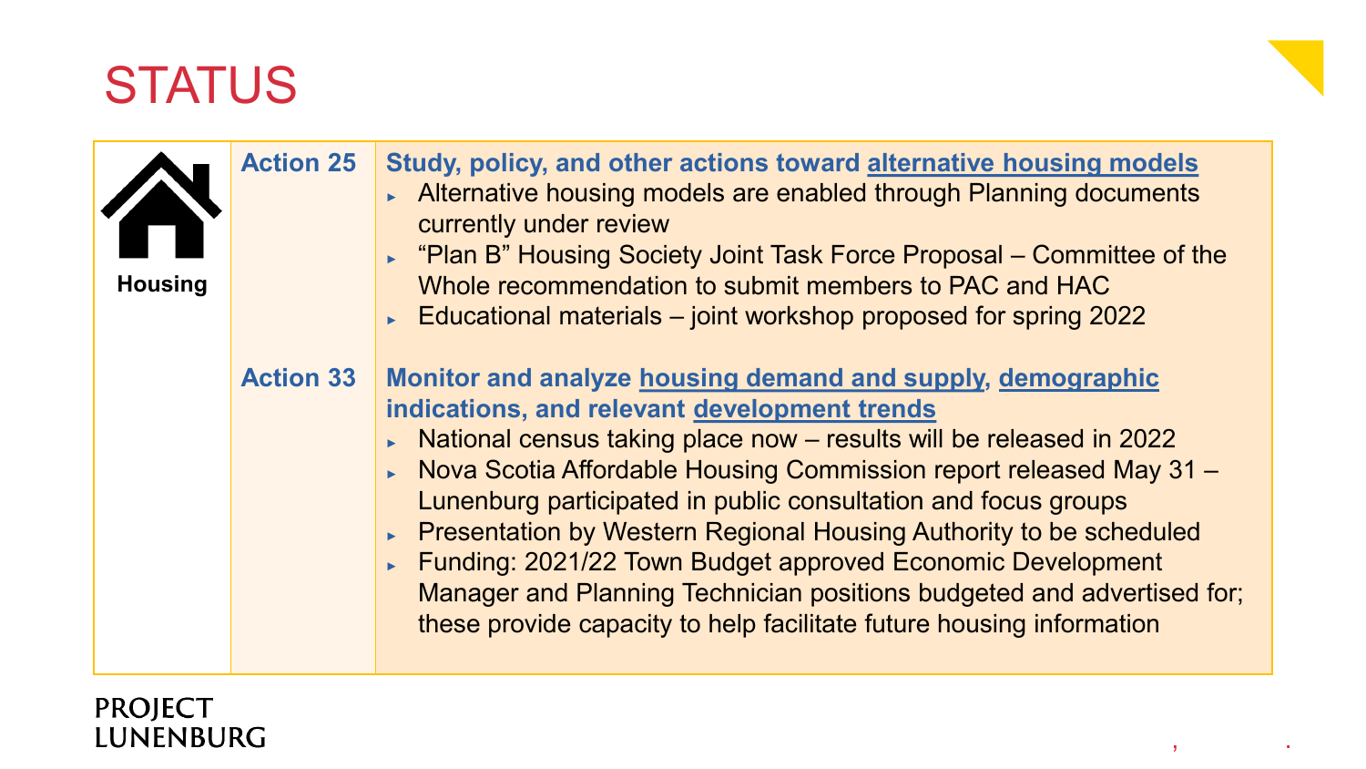# STATUS

| Housing | Action | Details |
|---|---|---|
| Housing | Action 25 | **Study, policy, and other actions toward alternative housing models**<br>▸ Alternative housing models are enabled through Planning documents currently under review<br>▸ "Plan B" Housing Society Joint Task Force Proposal – Committee of the Whole recommendation to submit members to PAC and HAC<br>▸ Educational materials – joint workshop proposed for spring 2022 |
| | Action 33 | **Monitor and analyze housing demand and supply, demographic indications, and relevant development trends**<br>▸ National census taking place now – results will be released in 2022<br>▸ Nova Scotia Affordable Housing Commission report released May 31 – Lunenburg participated in public consultation and focus groups<br>▸ Presentation by Western Regional Housing Authority to be scheduled<br>▸ Funding: 2021/22 Town Budget approved Economic Development Manager and Planning Technician positions budgeted and advertised for; these provide capacity to help facilitate future housing information |

PROJECT LUNENBURG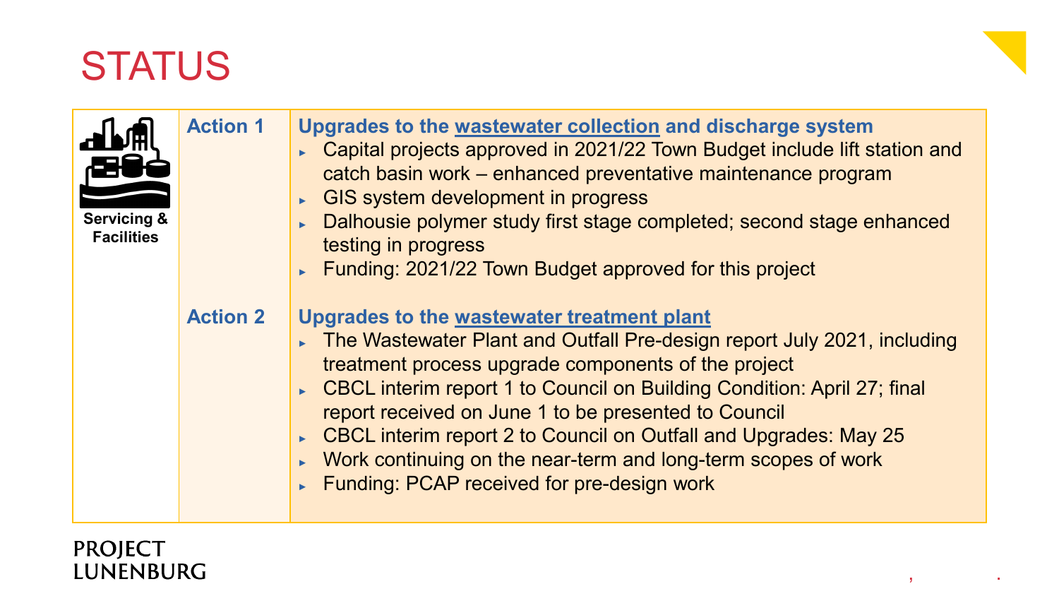# STATUS

| Servicing & Facilities | Action | Details |
|---|---|---|
| | **Action 1** | **Upgrades to the wastewater collection and discharge system**<br>- Capital projects approved in 2021/22 Town Budget include lift station and catch basin work – enhanced preventative maintenance program<br>- GIS system development in progress<br>- Dalhousie polymer study first stage completed; second stage enhanced testing in progress<br>- Funding: 2021/22 Town Budget approved for this project |
| | **Action 2** | **Upgrades to the wastewater treatment plant**<br>- The Wastewater Plant and Outfall Pre-design report July 2021, including treatment process upgrade components of the project<br>- CBCL interim report 1 to Council on Building Condition: April 27; final report received on June 1 to be presented to Council<br>- CBCL interim report 2 to Council on Outfall and Upgrades: May 25<br>- Work continuing on the near-term and long-term scopes of work<br>- Funding: PCAP received for pre-design work |

PROJECT LUNENBURG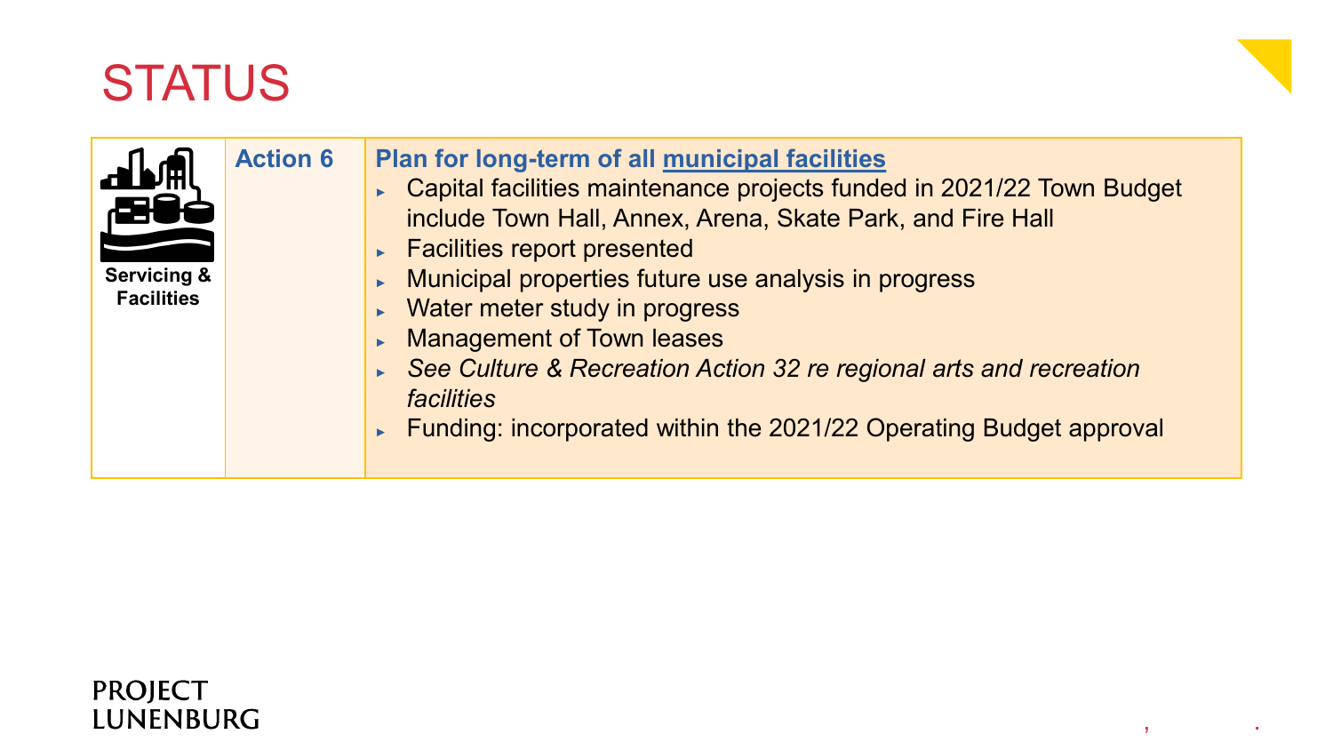# STATUS

| Servicing & Facilities | Action 6 | **Plan for long-term of all municipal facilities** |
|---|---|---|
| | | ▸ Capital facilities maintenance projects funded in 2021/22 Town Budget include Town Hall, Annex, Arena, Skate Park, and Fire Hall<br>▸ Facilities report presented<br>▸ Municipal properties future use analysis in progress<br>▸ Water meter study in progress<br>▸ Management of Town leases<br>▸ *See Culture & Recreation Action 32 re regional arts and recreation facilities*<br>▸ Funding: incorporated within the 2021/22 Operating Budget approval |

PROJECT LUNENBURG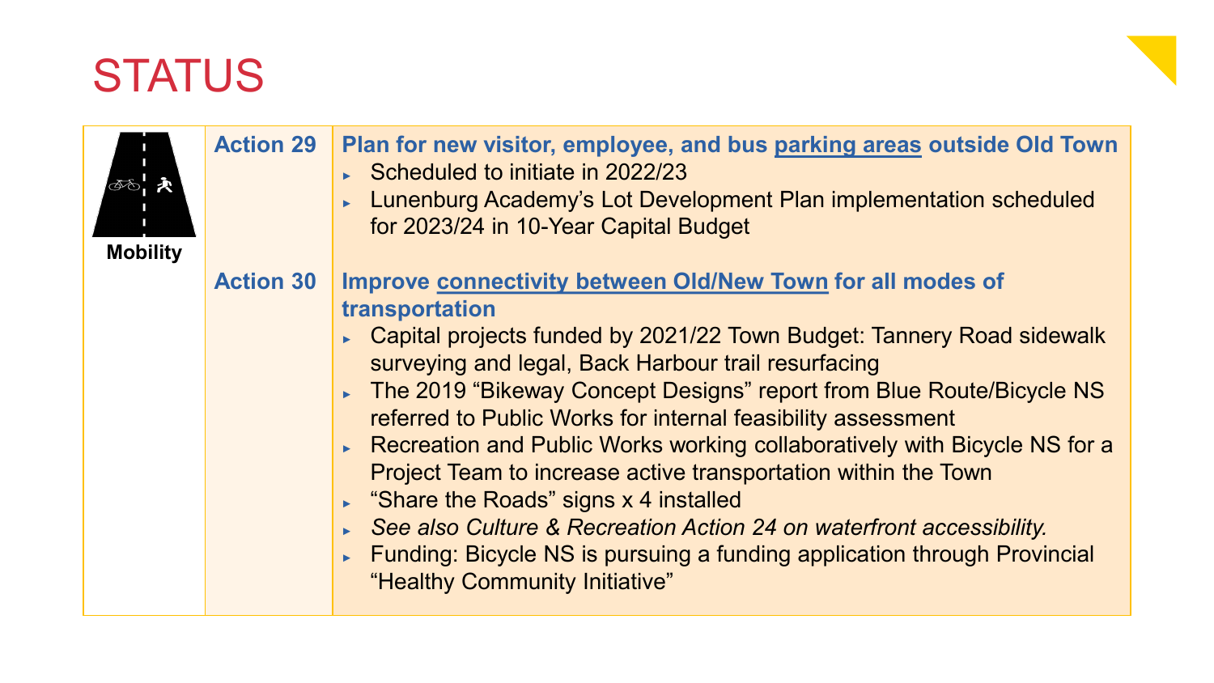# STATUS

| Mobility | Action | Status |
| --- | --- | --- |
| Mobility | **Action 29** | **Plan for new visitor, employee, and bus parking areas outside Old Town**<br>- Scheduled to initiate in 2022/23<br>- Lunenburg Academy's Lot Development Plan implementation scheduled for 2023/24 in 10-Year Capital Budget |
| | **Action 30** | **Improve connectivity between Old/New Town for all modes of transportation**<br>- Capital projects funded by 2021/22 Town Budget: Tannery Road sidewalk surveying and legal, Back Harbour trail resurfacing<br>- The 2019 "Bikeway Concept Designs" report from Blue Route/Bicycle NS referred to Public Works for internal feasibility assessment<br>- Recreation and Public Works working collaboratively with Bicycle NS for a Project Team to increase active transportation within the Town<br>- "Share the Roads" signs x 4 installed<br>- *See also Culture & Recreation Action 24 on waterfront accessibility.*<br>- Funding: Bicycle NS is pursuing a funding application through Provincial "Healthy Community Initiative" |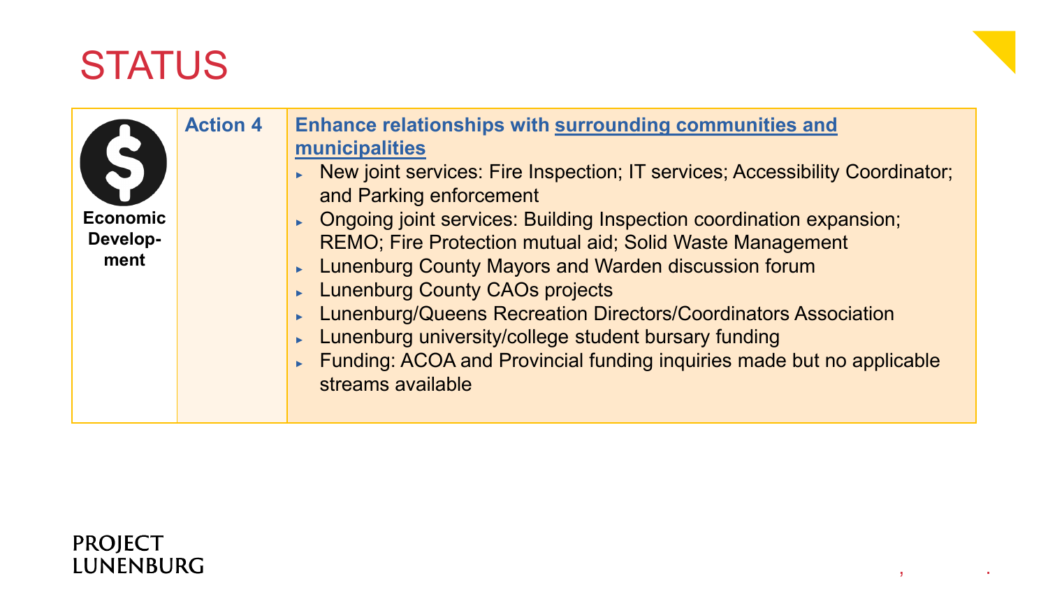# STATUS

| Economic Development | Action 4 | **Enhance relationships with surrounding communities and municipalities** |
|---|---|---|
| | | - New joint services: Fire Inspection; IT services; Accessibility Coordinator; and Parking enforcement<br>- Ongoing joint services: Building Inspection coordination expansion; REMO; Fire Protection mutual aid; Solid Waste Management<br>- Lunenburg County Mayors and Warden discussion forum<br>- Lunenburg County CAOs projects<br>- Lunenburg/Queens Recreation Directors/Coordinators Association<br>- Lunenburg university/college student bursary funding<br>- Funding: ACOA and Provincial funding inquiries made but no applicable streams available |

PROJECT LUNENBURG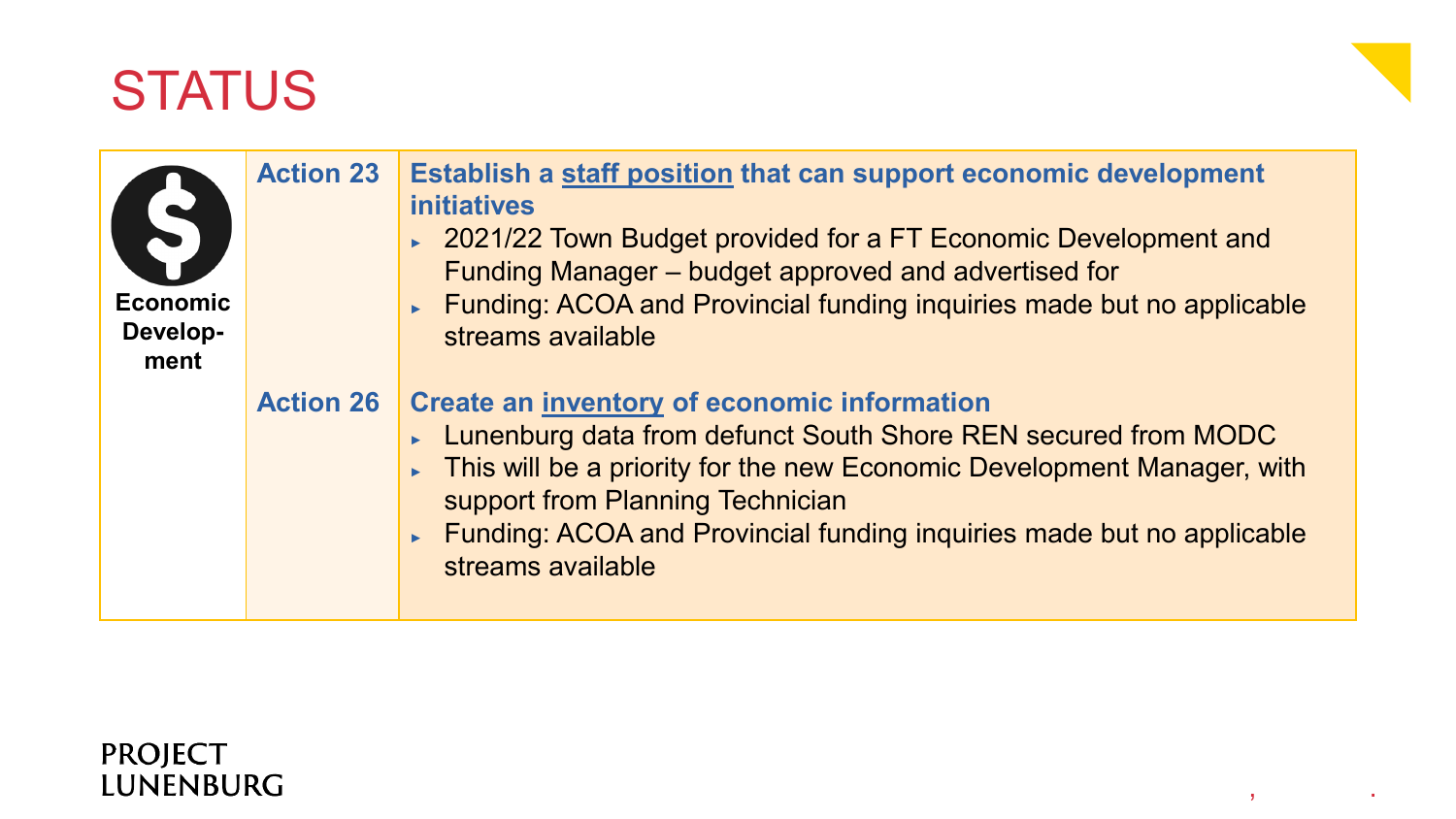# STATUS

| Economic Development | Action 23 | **Establish a staff position that can support economic development initiatives** <br> ▸ 2021/22 Town Budget provided for a FT Economic Development and Funding Manager – budget approved and advertised for <br> ▸ Funding: ACOA and Provincial funding inquiries made but no applicable streams available |
|---|---|---|
| | Action 26 | **Create an inventory of economic information** <br> ▸ Lunenburg data from defunct South Shore REN secured from MODC <br> ▸ This will be a priority for the new Economic Development Manager, with support from Planning Technician <br> ▸ Funding: ACOA and Provincial funding inquiries made but no applicable streams available |

PROJECT LUNENBURG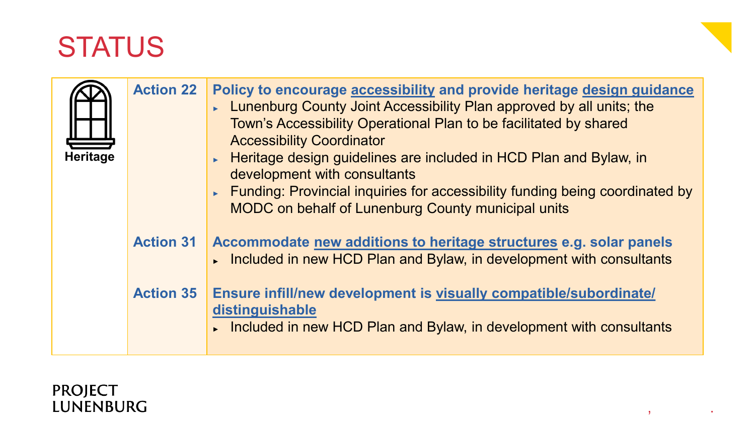# STATUS

| Heritage | | |
|---|---|---|
| | **Action 22** | **Policy to encourage accessibility and provide heritage design guidance**<br>- Lunenburg County Joint Accessibility Plan approved by all units; the Town's Accessibility Operational Plan to be facilitated by shared Accessibility Coordinator<br>- Heritage design guidelines are included in HCD Plan and Bylaw, in development with consultants<br>- Funding: Provincial inquiries for accessibility funding being coordinated by MODC on behalf of Lunenburg County municipal units |
| | **Action 31** | **Accommodate new additions to heritage structures e.g. solar panels**<br>- Included in new HCD Plan and Bylaw, in development with consultants |
| | **Action 35** | **Ensure infill/new development is visually compatible/subordinate/ distinguishable**<br>- Included in new HCD Plan and Bylaw, in development with consultants |

PROJECT
LUNENBURG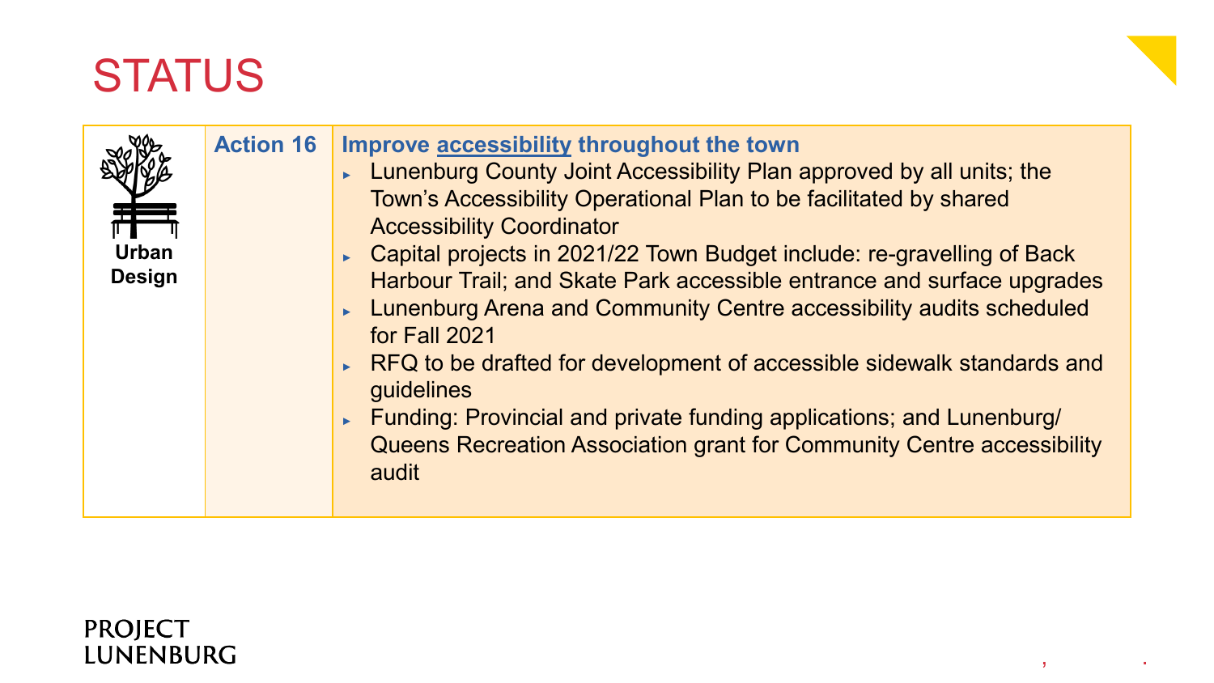# STATUS

| | | |
|---|---|---|
| Urban Design | Action 16 | **Improve accessibility throughout the town**<br>▸ Lunenburg County Joint Accessibility Plan approved by all units; the Town's Accessibility Operational Plan to be facilitated by shared Accessibility Coordinator<br>▸ Capital projects in 2021/22 Town Budget include: re-gravelling of Back Harbour Trail; and Skate Park accessible entrance and surface upgrades<br>▸ Lunenburg Arena and Community Centre accessibility audits scheduled for Fall 2021<br>▸ RFQ to be drafted for development of accessible sidewalk standards and guidelines<br>▸ Funding: Provincial and private funding applications; and Lunenburg/ Queens Recreation Association grant for Community Centre accessibility audit |

PROJECT LUNENBURG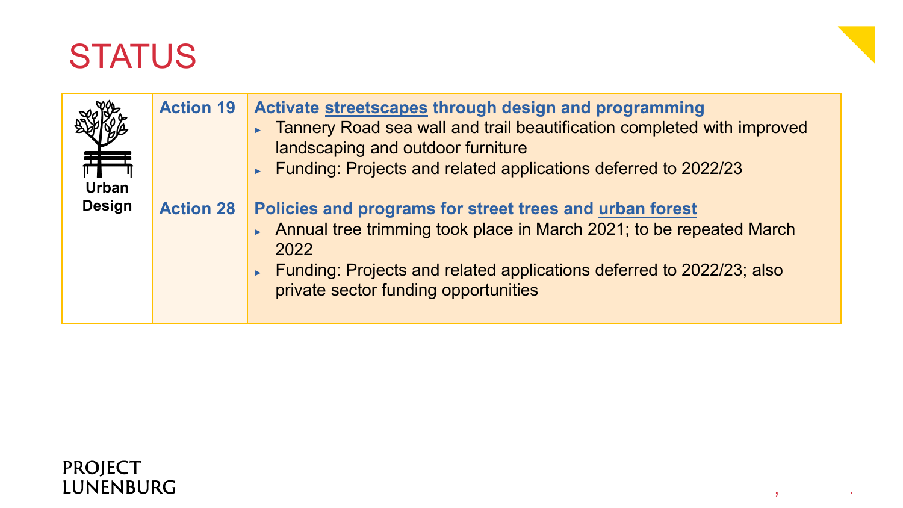# STATUS

| Urban Design | Action 19 | **Activate streetscapes through design and programming**<br>▸ Tannery Road sea wall and trail beautification completed with improved landscaping and outdoor furniture<br>▸ Funding: Projects and related applications deferred to 2022/23 |
|---|---|---|
| | Action 28 | **Policies and programs for street trees and urban forest**<br>▸ Annual tree trimming took place in March 2021; to be repeated March 2022<br>▸ Funding: Projects and related applications deferred to 2022/23; also private sector funding opportunities |

PROJECT LUNENBURG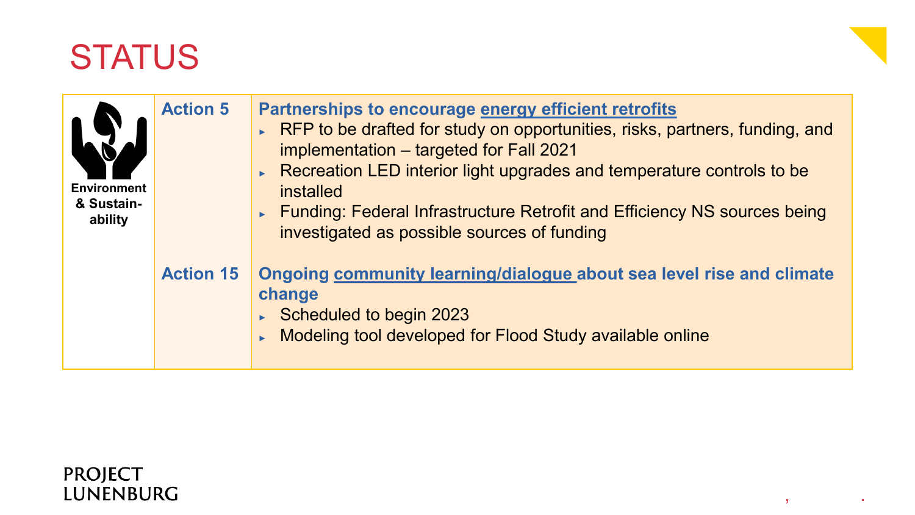# STATUS

| Environment & Sustain-ability | Action | Details |
| --- | --- | --- |
| | **Action 5** | **Partnerships to encourage energy efficient retrofits**<br>- RFP to be drafted for study on opportunities, risks, partners, funding, and implementation – targeted for Fall 2021<br>- Recreation LED interior light upgrades and temperature controls to be installed<br>- Funding: Federal Infrastructure Retrofit and Efficiency NS sources being investigated as possible sources of funding |
| | **Action 15** | **Ongoing community learning/dialogue about sea level rise and climate change**<br>- Scheduled to begin 2023<br>- Modeling tool developed for Flood Study available online |

PROJECT LUNENBURG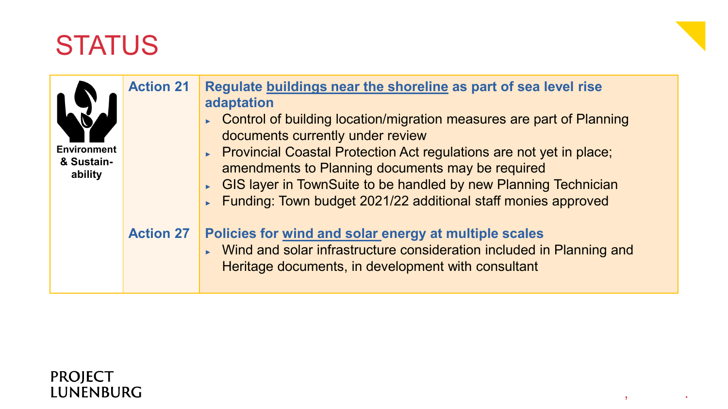# STATUS

| Environment & Sustain-ability | Action 21 | **Regulate buildings near the shoreline as part of sea level rise adaptation**<br>- Control of building location/migration measures are part of Planning documents currently under review<br>- Provincial Coastal Protection Act regulations are not yet in place; amendments to Planning documents may be required<br>- GIS layer in TownSuite to be handled by new Planning Technician<br>- Funding: Town budget 2021/22 additional staff monies approved |
| --- | --- | --- |
| | Action 27 | **Policies for wind and solar energy at multiple scales**<br>- Wind and solar infrastructure consideration included in Planning and Heritage documents, in development with consultant |

PROJECT LUNENBURG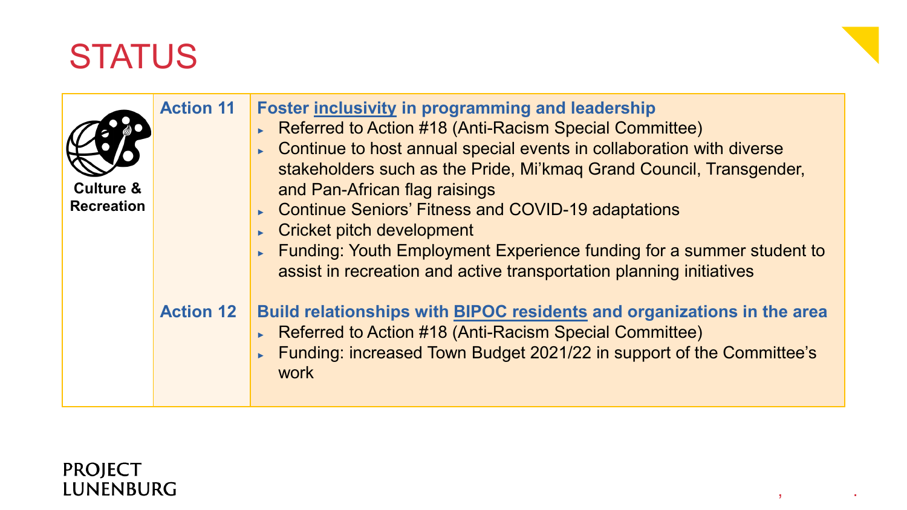# STATUS

| Culture & Recreation | Action | Details |
|---|---|---|
| | Action 11 | **Foster inclusivity in programming and leadership**<br>- Referred to Action #18 (Anti-Racism Special Committee)<br>- Continue to host annual special events in collaboration with diverse stakeholders such as the Pride, Mi'kmaq Grand Council, Transgender, and Pan-African flag raisings<br>- Continue Seniors' Fitness and COVID-19 adaptations<br>- Cricket pitch development<br>- Funding: Youth Employment Experience funding for a summer student to assist in recreation and active transportation planning initiatives |
| | Action 12 | **Build relationships with BIPOC residents and organizations in the area**<br>- Referred to Action #18 (Anti-Racism Special Committee)<br>- Funding: increased Town Budget 2021/22 in support of the Committee's work |

PROJECT LUNENBURG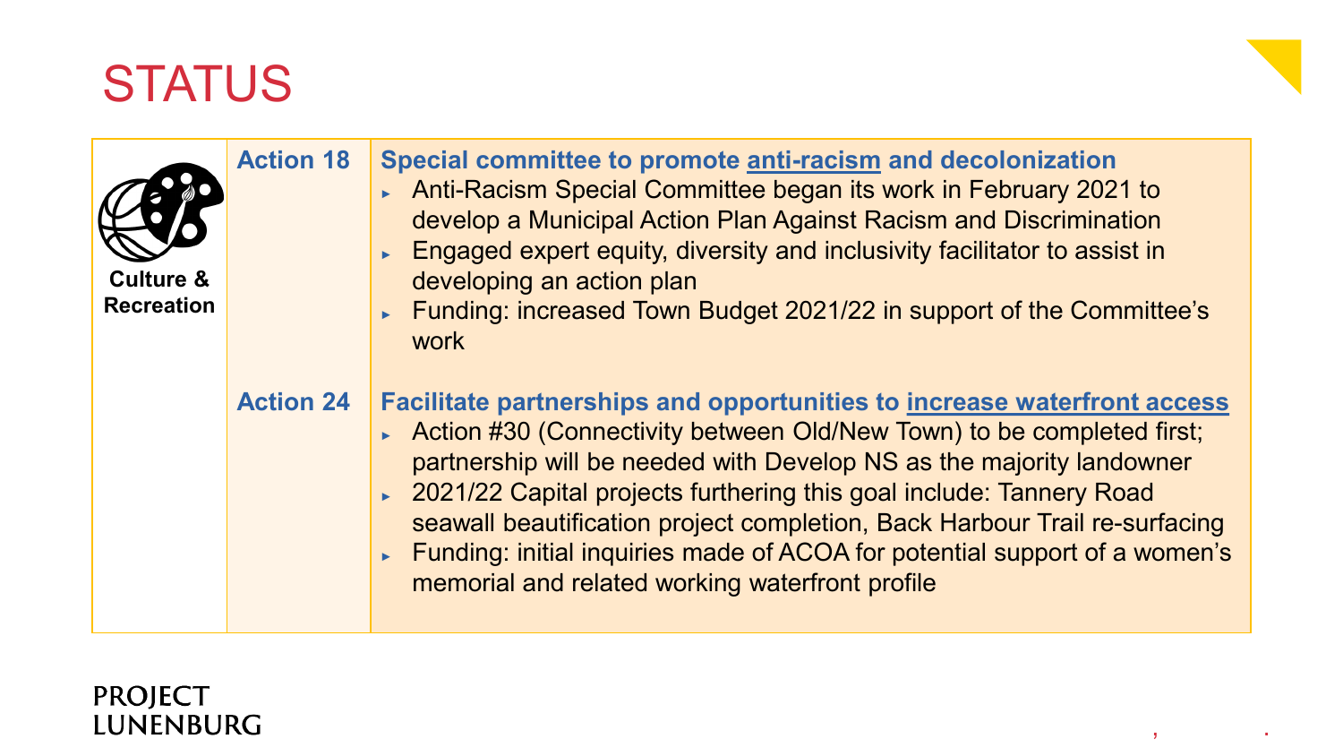# STATUS

| Culture & Recreation | | |
|---|---|---|
| | **Action 18** | **Special committee to promote anti-racism and decolonization**<br>- Anti-Racism Special Committee began its work in February 2021 to develop a Municipal Action Plan Against Racism and Discrimination<br>- Engaged expert equity, diversity and inclusivity facilitator to assist in developing an action plan<br>- Funding: increased Town Budget 2021/22 in support of the Committee's work |
| | **Action 24** | **Facilitate partnerships and opportunities to increase waterfront access**<br>- Action #30 (Connectivity between Old/New Town) to be completed first; partnership will be needed with Develop NS as the majority landowner<br>- 2021/22 Capital projects furthering this goal include: Tannery Road seawall beautification project completion, Back Harbour Trail re-surfacing<br>- Funding: initial inquiries made of ACOA for potential support of a women's memorial and related working waterfront profile |

PROJECT LUNENBURG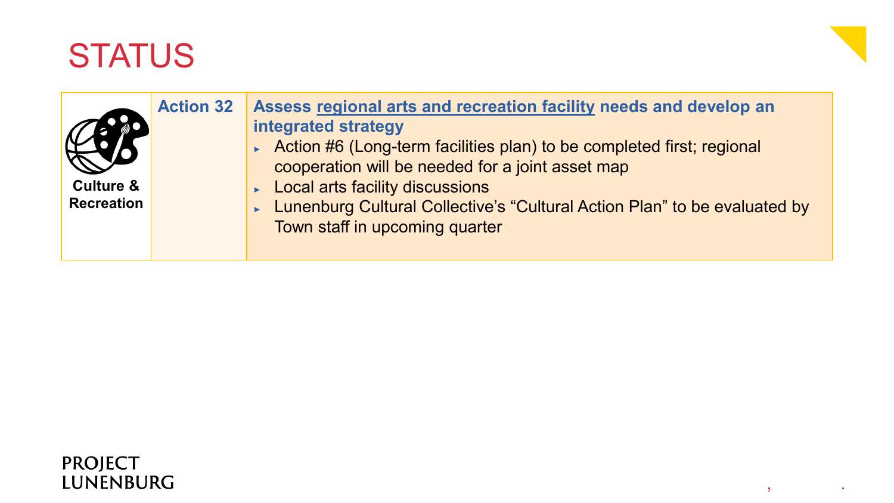# STATUS

| Culture & Recreation | Action 32 | **Assess regional arts and recreation facility needs and develop an integrated strategy** |
|---|---|---|
| | | ► Action #6 (Long-term facilities plan) to be completed first; regional cooperation will be needed for a joint asset map<br>► Local arts facility discussions<br>► Lunenburg Cultural Collective's "Cultural Action Plan" to be evaluated by Town staff in upcoming quarter |

PROJECT LUNENBURG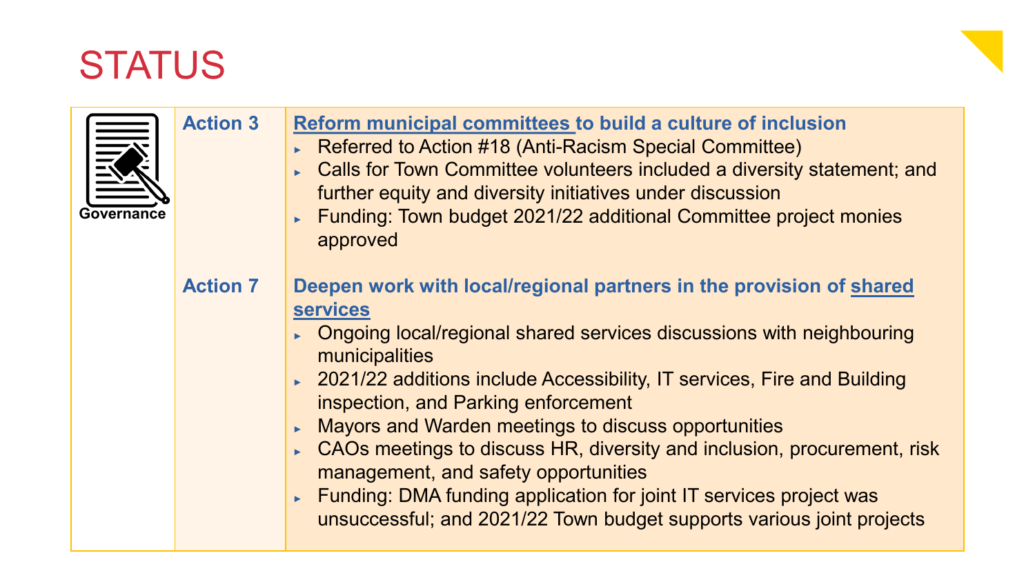# STATUS

**Governance**

**Action 3**

**Reform municipal committees to build a culture of inclusion**

- Referred to Action #18 (Anti-Racism Special Committee)
- Calls for Town Committee volunteers included a diversity statement; and further equity and diversity initiatives under discussion
- Funding: Town budget 2021/22 additional Committee project monies approved

**Action 7**

**Deepen work with local/regional partners in the provision of shared services**

- Ongoing local/regional shared services discussions with neighbouring municipalities
- 2021/22 additions include Accessibility, IT services, Fire and Building inspection, and Parking enforcement
- Mayors and Warden meetings to discuss opportunities
- CAOs meetings to discuss HR, diversity and inclusion, procurement, risk management, and safety opportunities
- Funding: DMA funding application for joint IT services project was unsuccessful; and 2021/22 Town budget supports various joint projects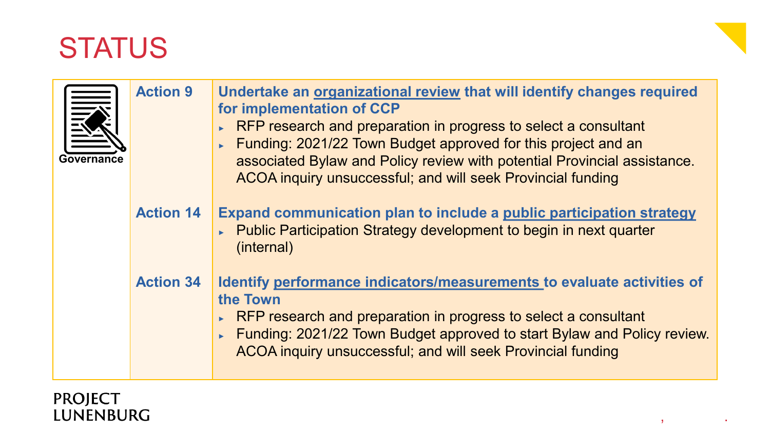# STATUS

| Governance | Action | Details |
|---|---|---|
| Governance | **Action 9** | **Undertake an <u>organizational review</u> that will identify changes required for implementation of CCP**<br>► RFP research and preparation in progress to select a consultant<br>► Funding: 2021/22 Town Budget approved for this project and an associated Bylaw and Policy review with potential Provincial assistance. ACOA inquiry unsuccessful; and will seek Provincial funding |
| | **Action 14** | **Expand communication plan to include a <u>public participation strategy</u>**<br>► Public Participation Strategy development to begin in next quarter (internal) |
| | **Action 34** | **Identify <u>performance indicators/measurements</u> to evaluate activities of the Town**<br>► RFP research and preparation in progress to select a consultant<br>► Funding: 2021/22 Town Budget approved to start Bylaw and Policy review. ACOA inquiry unsuccessful; and will seek Provincial funding |

PROJECT LUNENBURG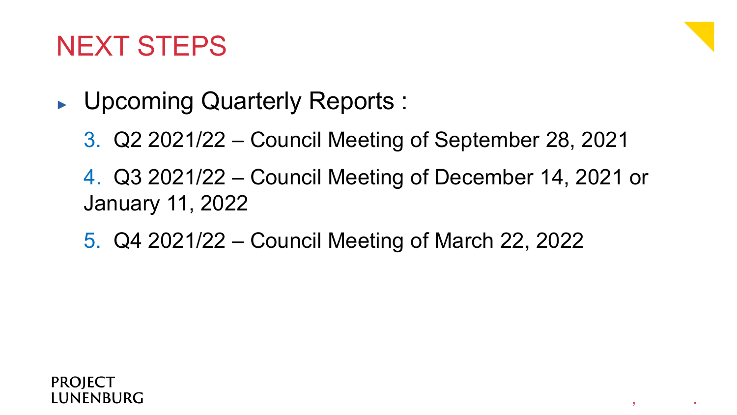# NEXT STEPS

- Upcoming Quarterly Reports :

  3. Q2 2021/22 – Council Meeting of September 28, 2021
  4. Q3 2021/22 – Council Meeting of December 14, 2021 or January 11, 2022
  5. Q4 2021/22 – Council Meeting of March 22, 2022

PROJECT LUNENBURG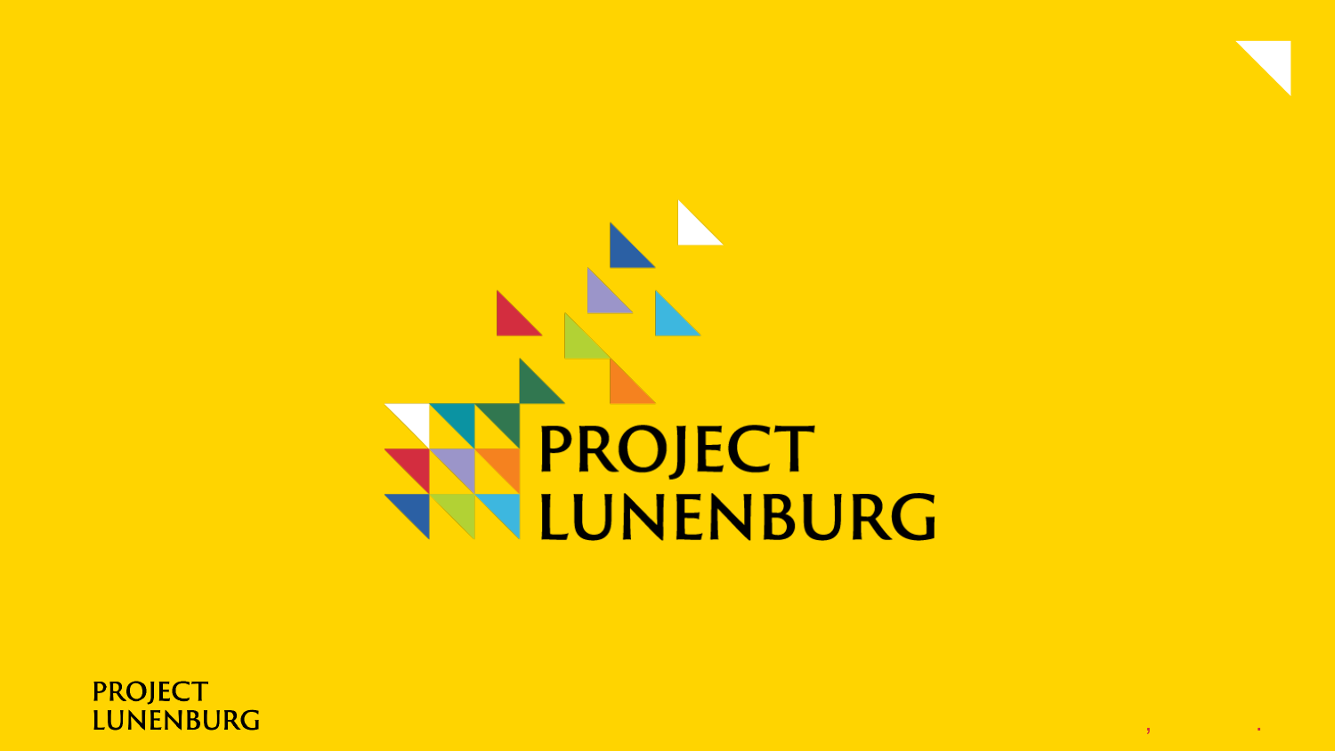# PROJECT LUNENBURG